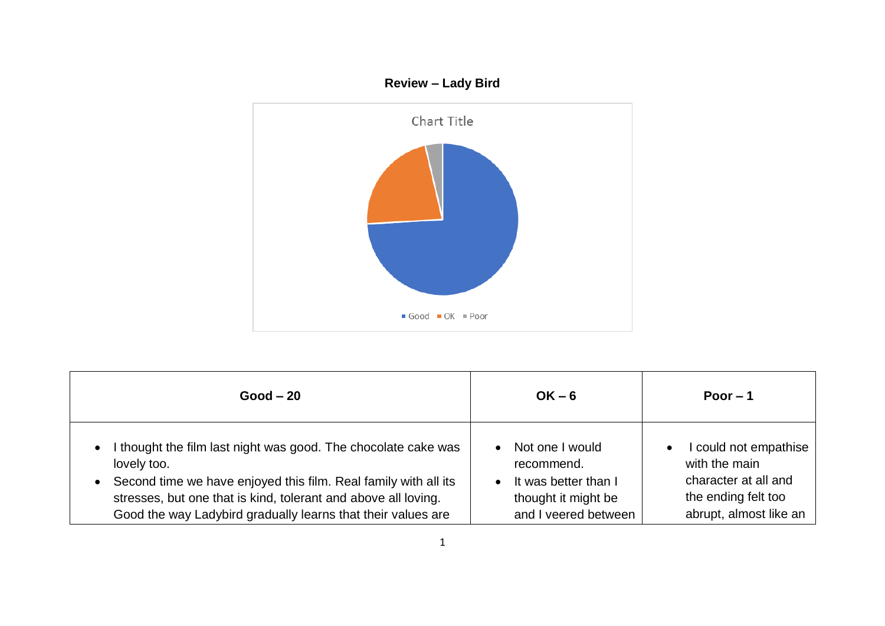**Review – Lady Bird**

| Good – 20 | OK – 6 | Poor – 1 |
|---|---|---|
| • I thought the film last night was good. The chocolate cake was lovely too.<br>• Second time we have enjoyed this film. Real family with all its stresses, but one that is kind, tolerant and above all loving. Good the way Ladybird gradually learns that their values are | • Not one I would recommend.<br>• It was better than I thought it might be and I veered between | • I could not empathise with the main character at all and the ending felt too abrupt, almost like an |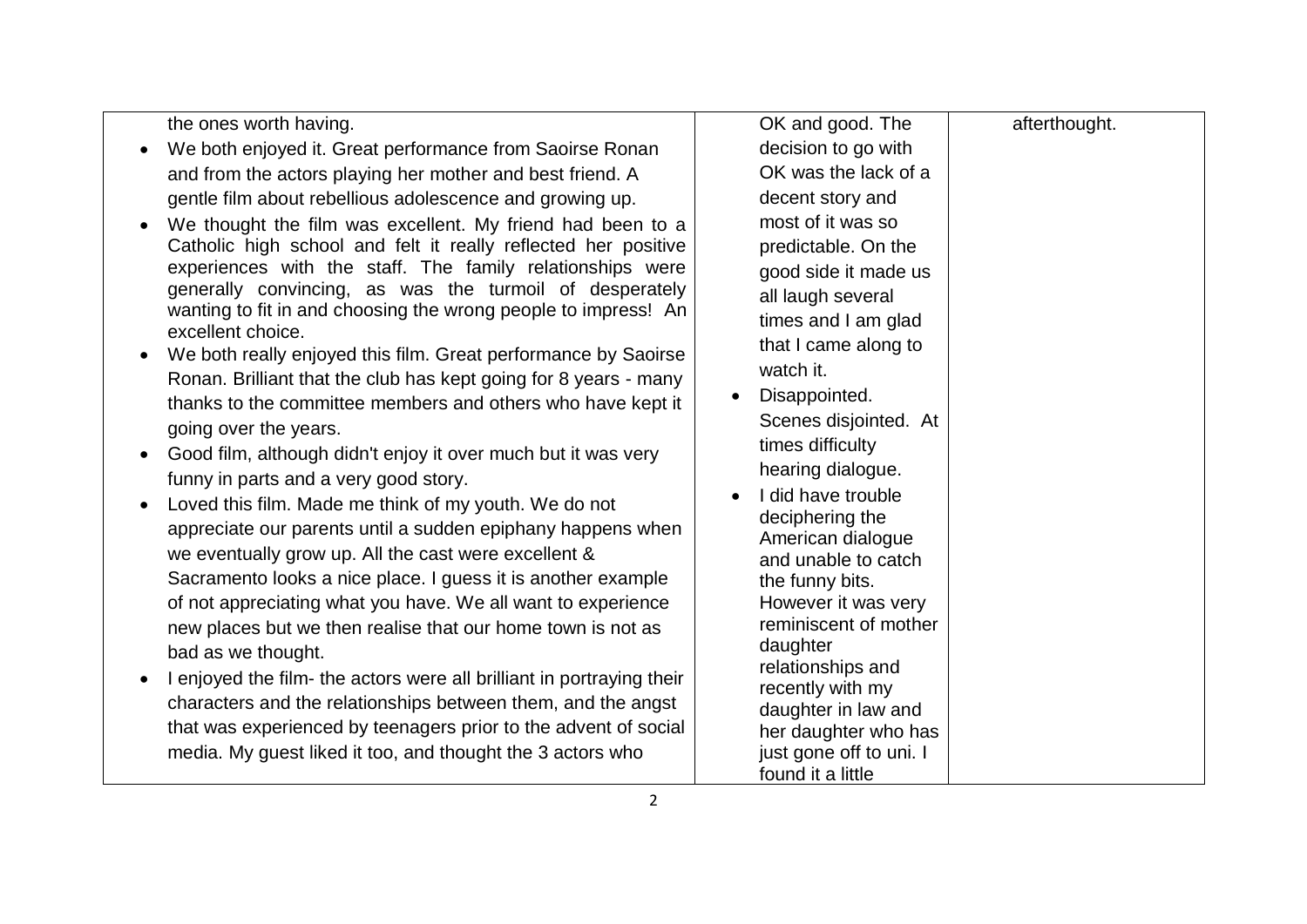| | | |
|---|---|---|
| the ones worth having.<br>• We both enjoyed it. Great performance from Saoirse Ronan and from the actors playing her mother and best friend. A gentle film about rebellious adolescence and growing up.<br>• We thought the film was excellent. My friend had been to a Catholic high school and felt it really reflected her positive experiences with the staff. The family relationships were generally convincing, as was the turmoil of desperately wanting to fit in and choosing the wrong people to impress! An excellent choice.<br>• We both really enjoyed this film. Great performance by Saoirse Ronan. Brilliant that the club has kept going for 8 years - many thanks to the committee members and others who have kept it going over the years.<br>• Good film, although didn't enjoy it over much but it was very funny in parts and a very good story.<br>• Loved this film. Made me think of my youth. We do not appreciate our parents until a sudden epiphany happens when we eventually grow up. All the cast were excellent & Sacramento looks a nice place. I guess it is another example of not appreciating what you have. We all want to experience new places but we then realise that our home town is not as bad as we thought.<br>• I enjoyed the film- the actors were all brilliant in portraying their characters and the relationships between them, and the angst that was experienced by teenagers prior to the advent of social media. My guest liked it too, and thought the 3 actors who | OK and good. The decision to go with OK was the lack of a decent story and most of it was so predictable. On the good side it made us all laugh several times and I am glad that I came along to watch it.<br>• Disappointed. Scenes disjointed. At times difficulty hearing dialogue.<br>• I did have trouble deciphering the American dialogue and unable to catch the funny bits. However it was very reminiscent of mother daughter relationships and recently with my daughter in law and her daughter who has just gone off to uni. I found it a little | afterthought. |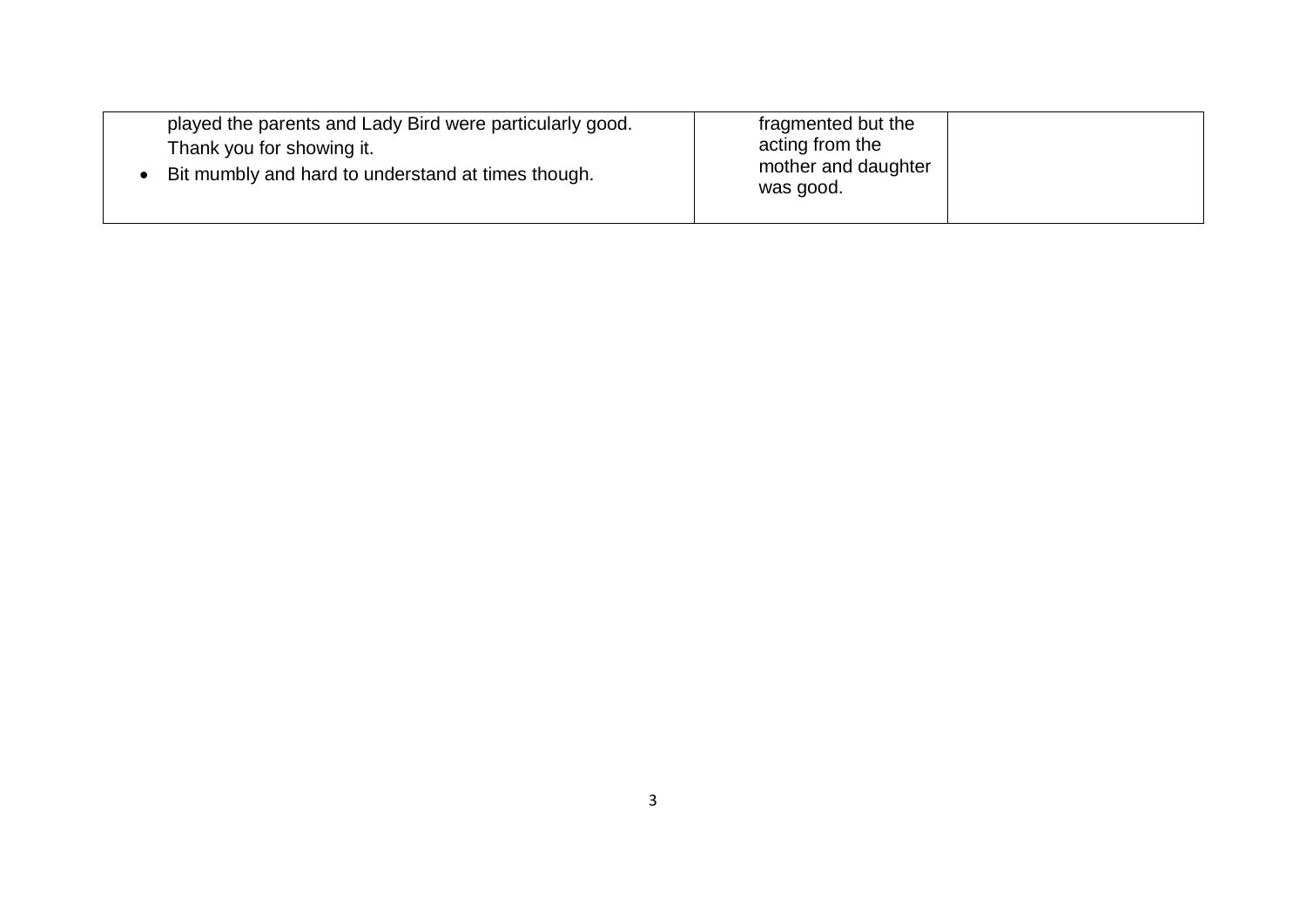| | | |
|---|---|---|
| played the parents and Lady Bird were particularly good. Thank you for showing it.<br>• Bit mumbly and hard to understand at times though. | fragmented but the acting from the mother and daughter was good. | |